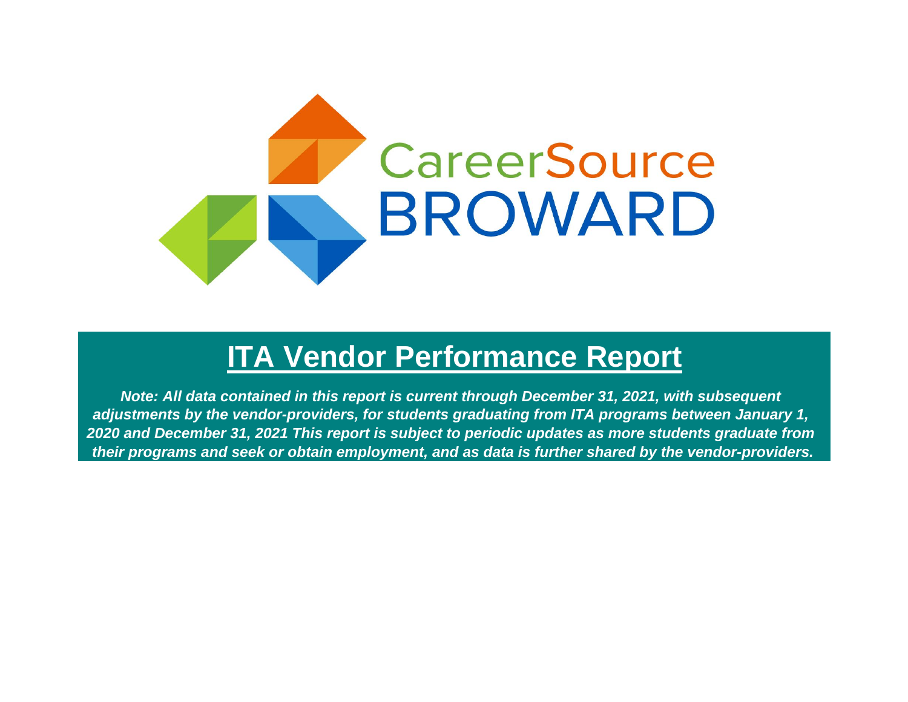CareerSource BROWARD

# ITA Vendor Performance Report

***Note: All data contained in this report is current through December 31, 2021, with subsequent adjustments by the vendor-providers, for students graduating from ITA programs between January 1, 2020 and December 31, 2021 This report is subject to periodic updates as more students graduate from their programs and seek or obtain employment, and as data is further shared by the vendor-providers.***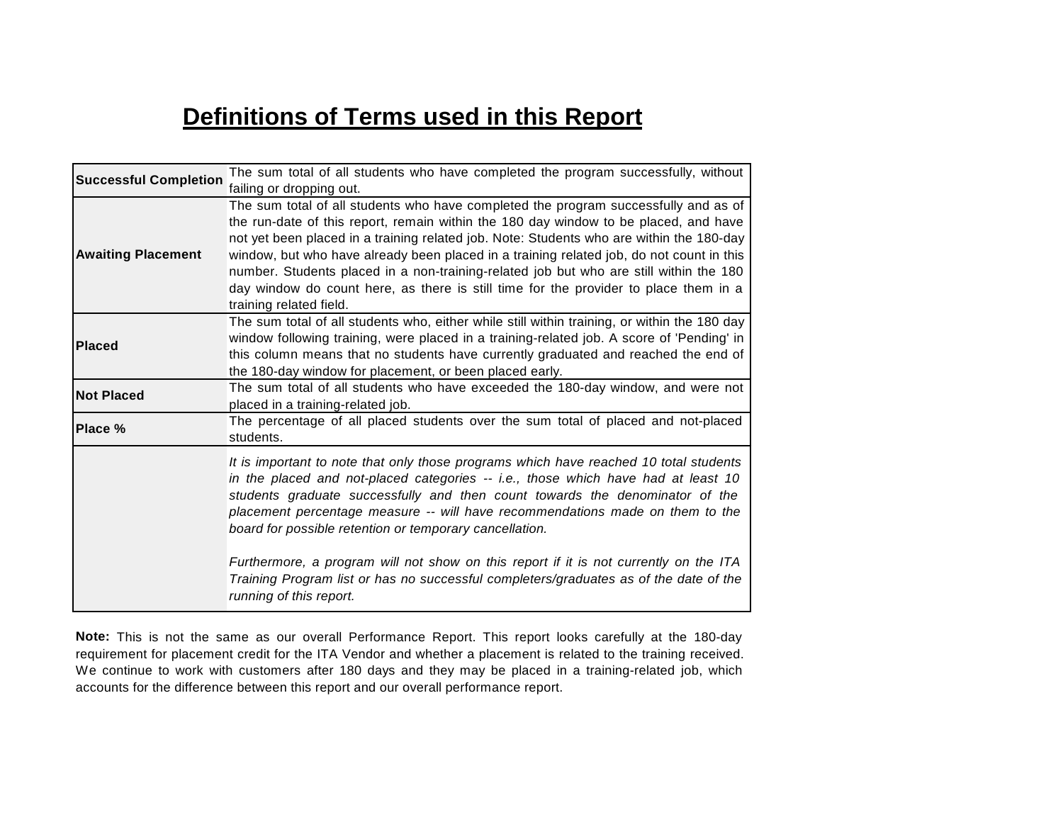# Definitions of Terms used in this Report

| | |
|---|---|
| **Successful Completion** | The sum total of all students who have completed the program successfully, without failing or dropping out. |
| **Awaiting Placement** | The sum total of all students who have completed the program successfully and as of the run-date of this report, remain within the 180 day window to be placed, and have not yet been placed in a training related job. Note: Students who are within the 180-day window, but who have already been placed in a training related job, do not count in this number. Students placed in a non-training-related job but who are still within the 180 day window do count here, as there is still time for the provider to place them in a training related field. |
| **Placed** | The sum total of all students who, either while still within training, or within the 180 day window following training, were placed in a training-related job. A score of 'Pending' in this column means that no students have currently graduated and reached the end of the 180-day window for placement, or been placed early. |
| **Not Placed** | The sum total of all students who have exceeded the 180-day window, and were not placed in a training-related job. |
| **Place %** | The percentage of all placed students over the sum total of placed and not-placed students. |
| | *It is important to note that only those programs which have reached 10 total students in the placed and not-placed categories -- i.e., those which have had at least 10 students graduate successfully and then count towards the denominator of the placement percentage measure -- will have recommendations made on them to the board for possible retention or temporary cancellation.* <br><br> *Furthermore, a program will not show on this report if it is not currently on the ITA Training Program list or has no successful completers/graduates as of the date of the running of this report.* |

**Note:** This is not the same as our overall Performance Report. This report looks carefully at the 180-day requirement for placement credit for the ITA Vendor and whether a placement is related to the training received. We continue to work with customers after 180 days and they may be placed in a training-related job, which accounts for the difference between this report and our overall performance report.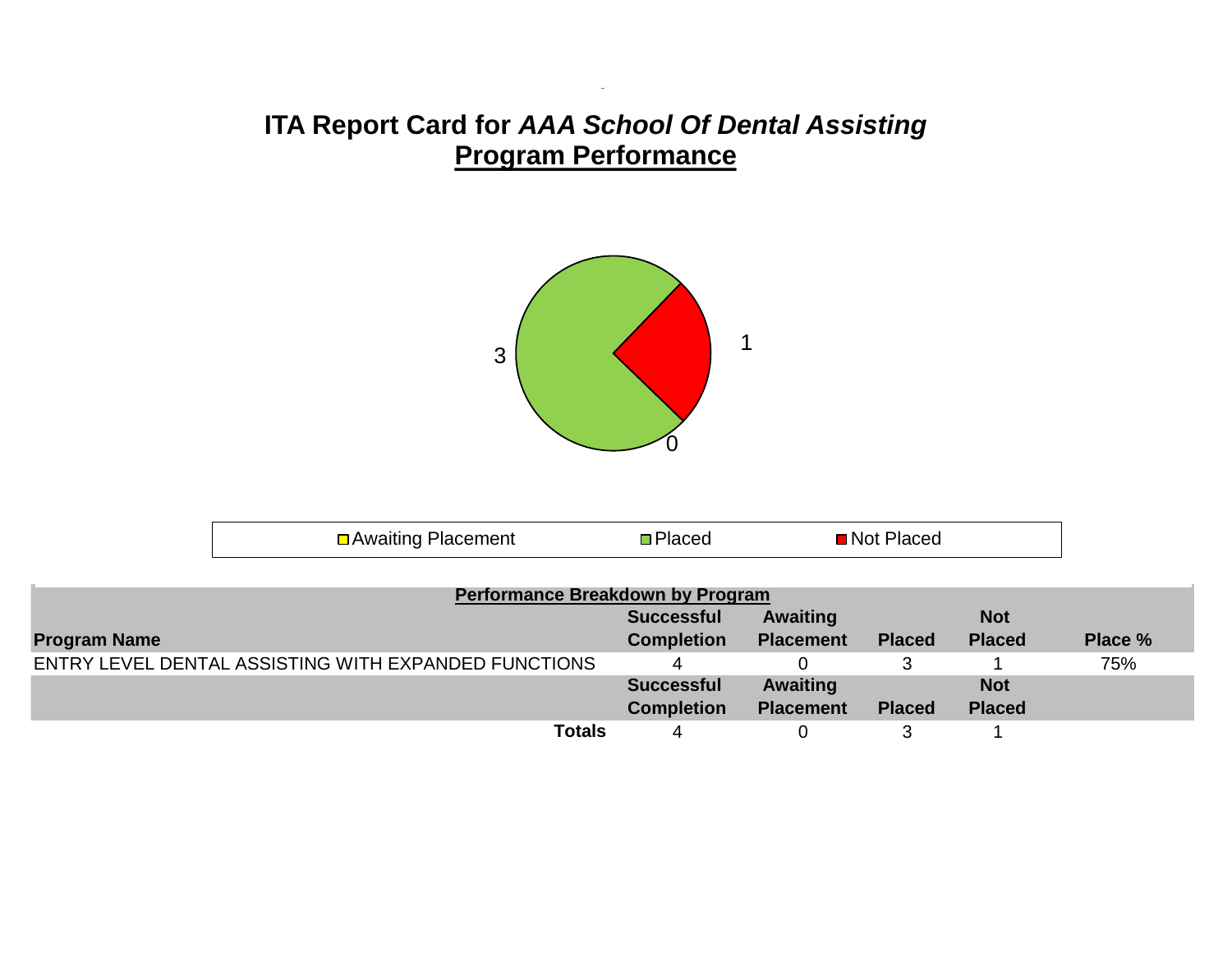# ITA Report Card for *AAA School Of Dental Assisting*

## Program Performance

3

1

0

Awaiting Placement    Placed    Not Placed

**Performance Breakdown by Program**

| Program Name | Successful Completion | Awaiting Placement | Placed | Not Placed | Place % |
|---|---|---|---|---|---|
| ENTRY LEVEL DENTAL ASSISTING WITH EXPANDED FUNCTIONS | 4 | 0 | 3 | 1 | 75% |
| | **Successful Completion** | **Awaiting Placement** | **Placed** | **Not Placed** | |
| **Totals** | 4 | 0 | 3 | 1 | |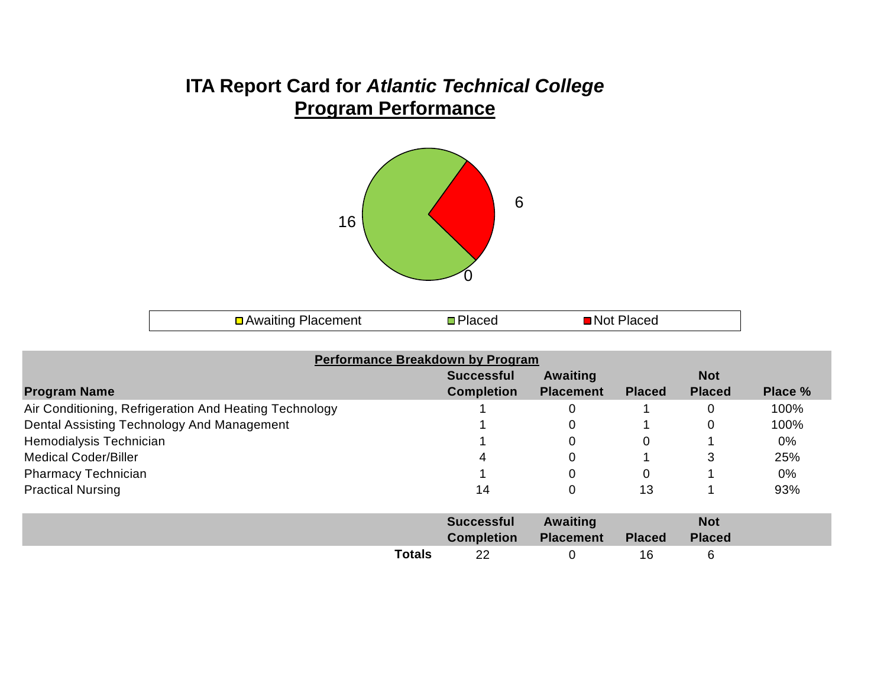# ITA Report Card for *Atlantic Technical College*

## Program Performance

16

6

0

Awaiting Placement | Placed | Not Placed

| Performance Breakdown by Program | | | | | |
|---|---|---|---|---|---|
| **Program Name** | **Successful Completion** | **Awaiting Placement** | **Placed** | **Not Placed** | **Place %** |
| Air Conditioning, Refrigeration And Heating Technology | 1 | 0 | 1 | 0 | 100% |
| Dental Assisting Technology And Management | 1 | 0 | 1 | 0 | 100% |
| Hemodialysis Technician | 1 | 0 | 0 | 1 | 0% |
| Medical Coder/Biller | 4 | 0 | 1 | 3 | 25% |
| Pharmacy Technician | 1 | 0 | 0 | 1 | 0% |
| Practical Nursing | 14 | 0 | 13 | 1 | 93% |

| | **Successful Completion** | **Awaiting Placement** | **Placed** | **Not Placed** |
|---|---|---|---|---|
| **Totals** | 22 | 0 | 16 | 6 |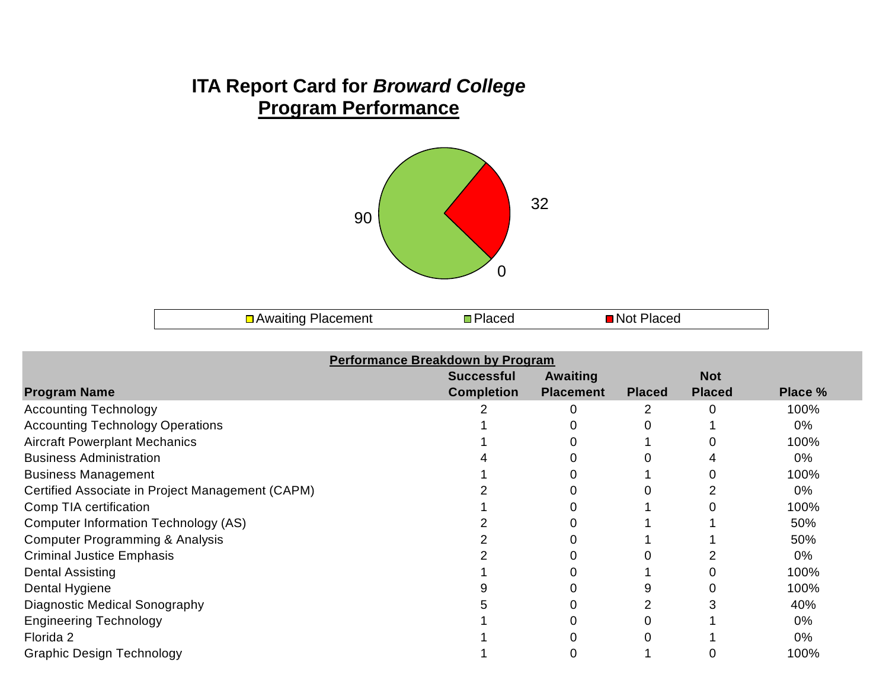# ITA Report Card for *Broward College*

## Program Performance

90

32

0

Awaiting Placement    Placed    Not Placed

| Performance Breakdown by Program | | | | | |
|---|---|---|---|---|---|
| **Program Name** | **Successful Completion** | **Awaiting Placement** | **Placed** | **Not Placed** | **Place %** |
| Accounting Technology | 2 | 0 | 2 | 0 | 100% |
| Accounting Technology Operations | 1 | 0 | 0 | 1 | 0% |
| Aircraft Powerplant Mechanics | 1 | 0 | 1 | 0 | 100% |
| Business Administration | 4 | 0 | 0 | 4 | 0% |
| Business Management | 1 | 0 | 1 | 0 | 100% |
| Certified Associate in Project Management (CAPM) | 2 | 0 | 0 | 2 | 0% |
| Comp TIA certification | 1 | 0 | 1 | 0 | 100% |
| Computer Information Technology (AS) | 2 | 0 | 1 | 1 | 50% |
| Computer Programming & Analysis | 2 | 0 | 1 | 1 | 50% |
| Criminal Justice Emphasis | 2 | 0 | 0 | 2 | 0% |
| Dental Assisting | 1 | 0 | 1 | 0 | 100% |
| Dental Hygiene | 9 | 0 | 9 | 0 | 100% |
| Diagnostic Medical Sonography | 5 | 0 | 2 | 3 | 40% |
| Engineering Technology | 1 | 0 | 0 | 1 | 0% |
| Florida 2 | 1 | 0 | 0 | 1 | 0% |
| Graphic Design Technology | 1 | 0 | 1 | 0 | 100% |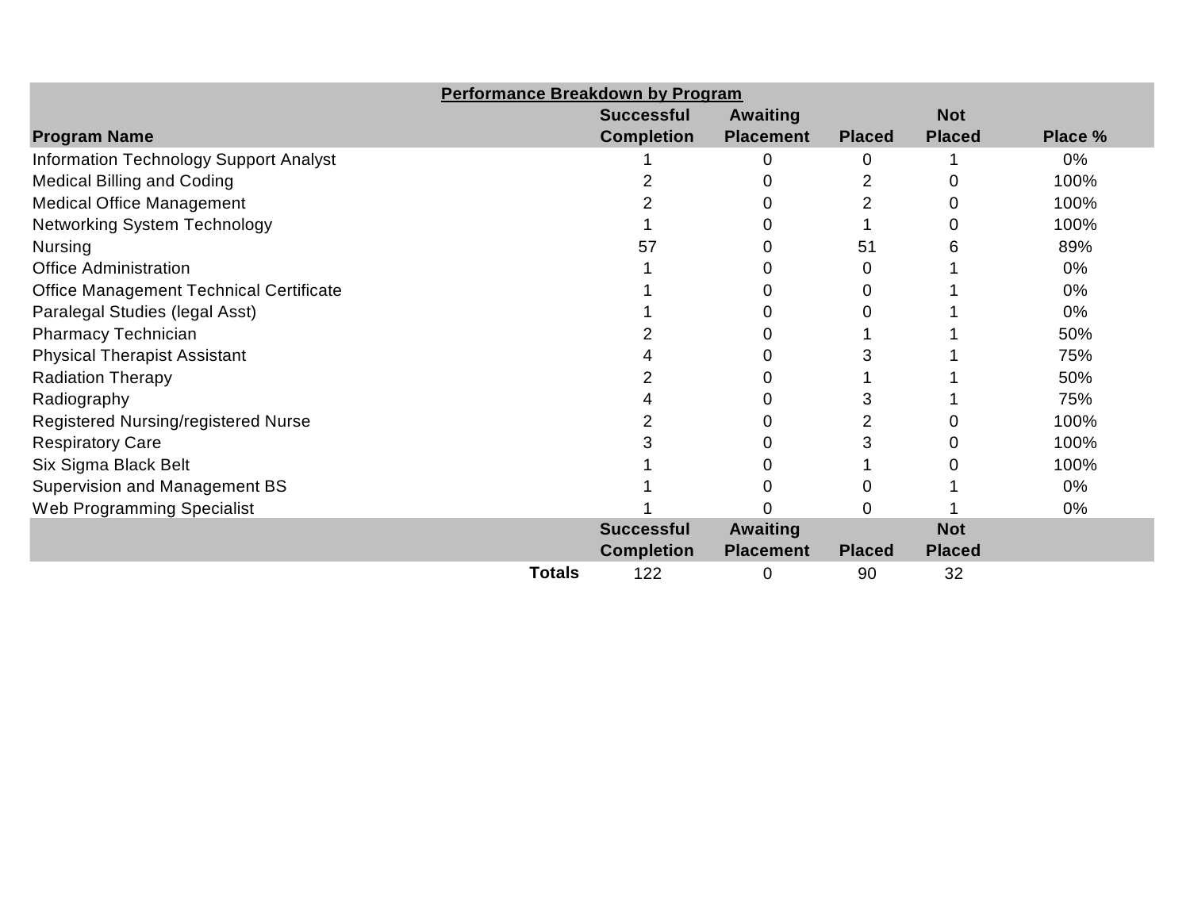**Performance Breakdown by Program**

| Program Name | Successful Completion | Awaiting Placement | Placed | Not Placed | Place % |
|---|---|---|---|---|---|
| Information Technology Support Analyst | 1 | 0 | 0 | 1 | 0% |
| Medical Billing and Coding | 2 | 0 | 2 | 0 | 100% |
| Medical Office Management | 2 | 0 | 2 | 0 | 100% |
| Networking System Technology | 1 | 0 | 1 | 0 | 100% |
| Nursing | 57 | 0 | 51 | 6 | 89% |
| Office Administration | 1 | 0 | 0 | 1 | 0% |
| Office Management Technical Certificate | 1 | 0 | 0 | 1 | 0% |
| Paralegal Studies (legal Asst) | 1 | 0 | 0 | 1 | 0% |
| Pharmacy Technician | 2 | 0 | 1 | 1 | 50% |
| Physical Therapist Assistant | 4 | 0 | 3 | 1 | 75% |
| Radiation Therapy | 2 | 0 | 1 | 1 | 50% |
| Radiography | 4 | 0 | 3 | 1 | 75% |
| Registered Nursing/registered Nurse | 2 | 0 | 2 | 0 | 100% |
| Respiratory Care | 3 | 0 | 3 | 0 | 100% |
| Six Sigma Black Belt | 1 | 0 | 1 | 0 | 100% |
| Supervision and Management BS | 1 | 0 | 0 | 1 | 0% |
| Web Programming Specialist | 1 | 0 | 0 | 1 | 0% |
| | **Successful Completion** | **Awaiting Placement** | **Placed** | **Not Placed** | |
| **Totals** | 122 | 0 | 90 | 32 | |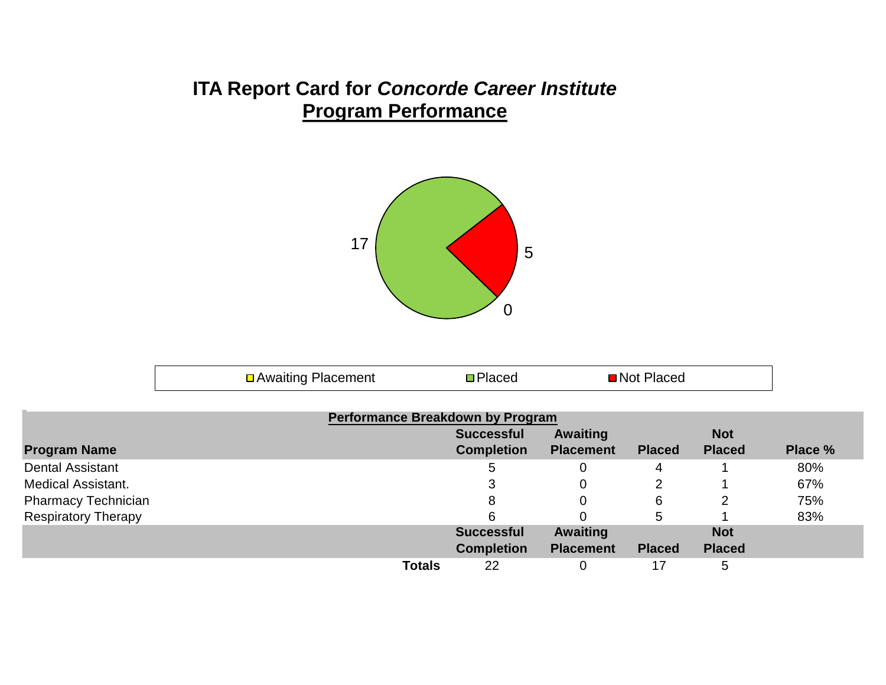# ITA Report Card for *Concorde Career Institute*

## Program Performance

17

5

0

Awaiting Placement | Placed | Not Placed

**Performance Breakdown by Program**

| Program Name | Successful Completion | Awaiting Placement | Placed | Not Placed | Place % |
|---|---|---|---|---|---|
| Dental Assistant | 5 | 0 | 4 | 1 | 80% |
| Medical Assistant. | 3 | 0 | 2 | 1 | 67% |
| Pharmacy Technician | 8 | 0 | 6 | 2 | 75% |
| Respiratory Therapy | 6 | 0 | 5 | 1 | 83% |
| | **Successful Completion** | **Awaiting Placement** | **Placed** | **Not Placed** | |
| **Totals** | 22 | 0 | 17 | 5 | |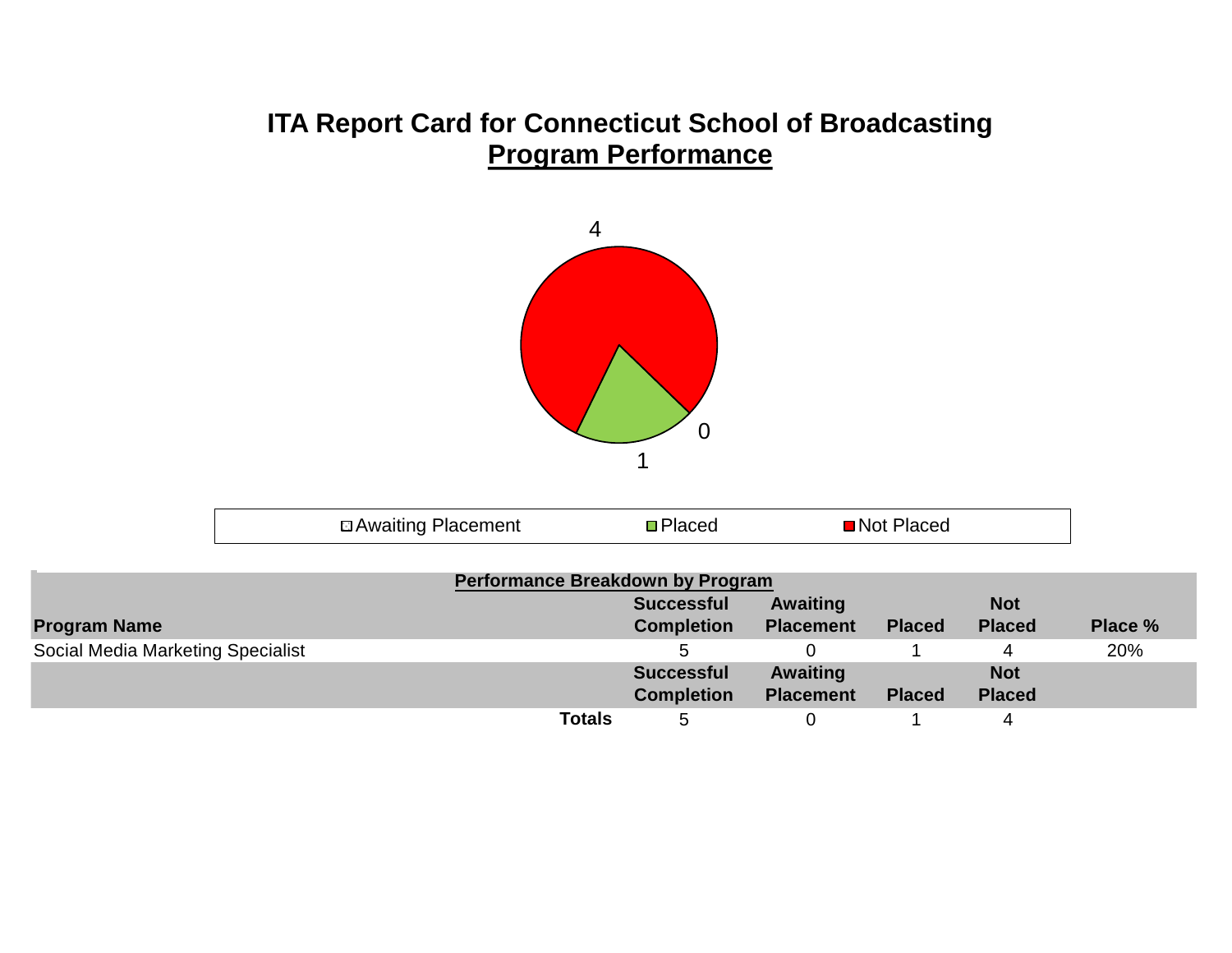# ITA Report Card for Connecticut School of Broadcasting

## Program Performance

4

0

1

Awaiting Placement　Placed　Not Placed

**Performance Breakdown by Program**

| Program Name | Successful Completion | Awaiting Placement | Placed | Not Placed | Place % |
|---|---|---|---|---|---|
| Social Media Marketing Specialist | 5 | 0 | 1 | 4 | 20% |
| | **Successful Completion** | **Awaiting Placement** | **Placed** | **Not Placed** | |
| **Totals** | 5 | 0 | 1 | 4 | |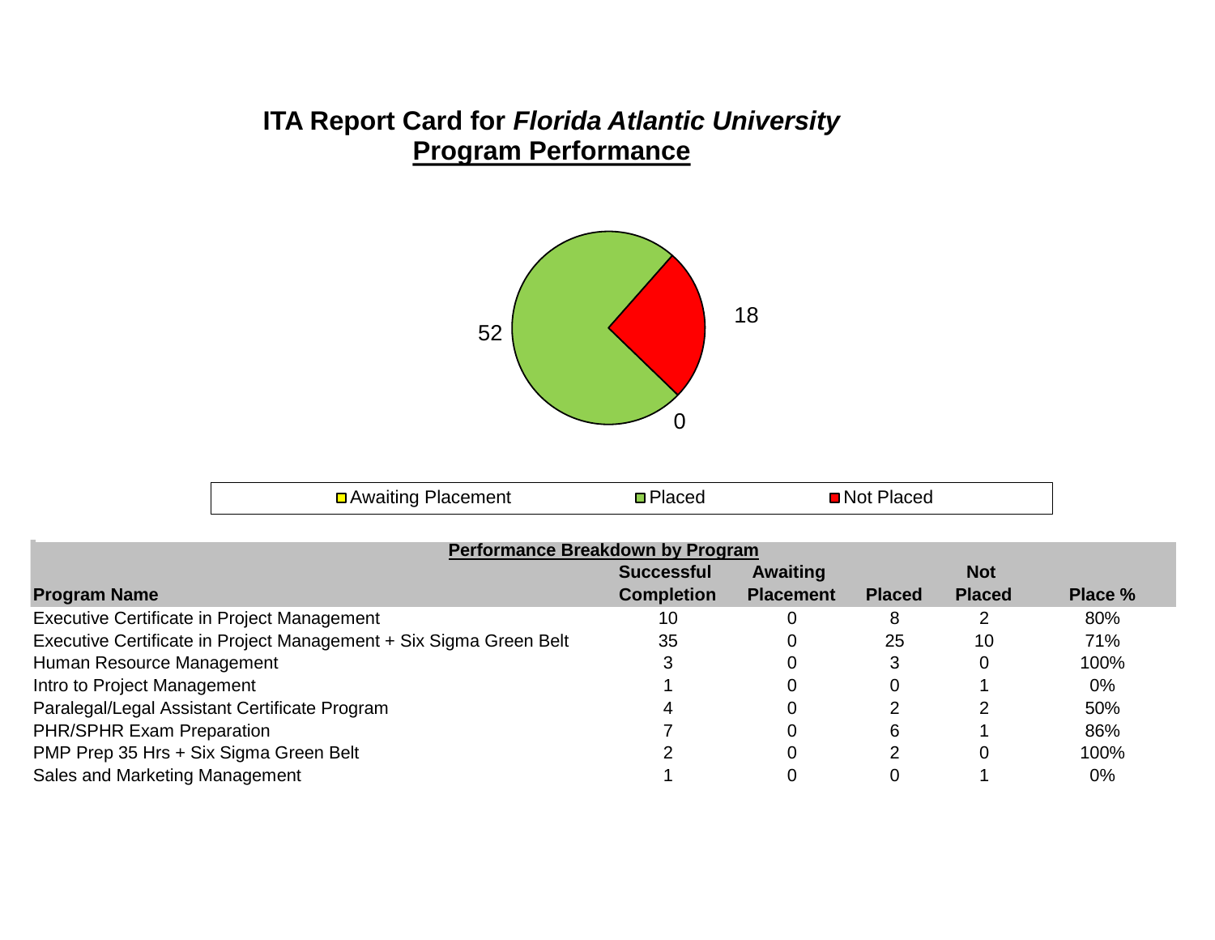# ITA Report Card for *Florida Atlantic University*

## Program Performance

52

18

0

Awaiting Placement | Placed | Not Placed

**Performance Breakdown by Program**

| Program Name | Successful Completion | Awaiting Placement | Placed | Not Placed | Place % |
|---|---|---|---|---|---|
| Executive Certificate in Project Management | 10 | 0 | 8 | 2 | 80% |
| Executive Certificate in Project Management + Six Sigma Green Belt | 35 | 0 | 25 | 10 | 71% |
| Human Resource Management | 3 | 0 | 3 | 0 | 100% |
| Intro to Project Management | 1 | 0 | 0 | 1 | 0% |
| Paralegal/Legal Assistant Certificate Program | 4 | 0 | 2 | 2 | 50% |
| PHR/SPHR Exam Preparation | 7 | 0 | 6 | 1 | 86% |
| PMP Prep 35 Hrs + Six Sigma Green Belt | 2 | 0 | 2 | 0 | 100% |
| Sales and Marketing Management | 1 | 0 | 0 | 1 | 0% |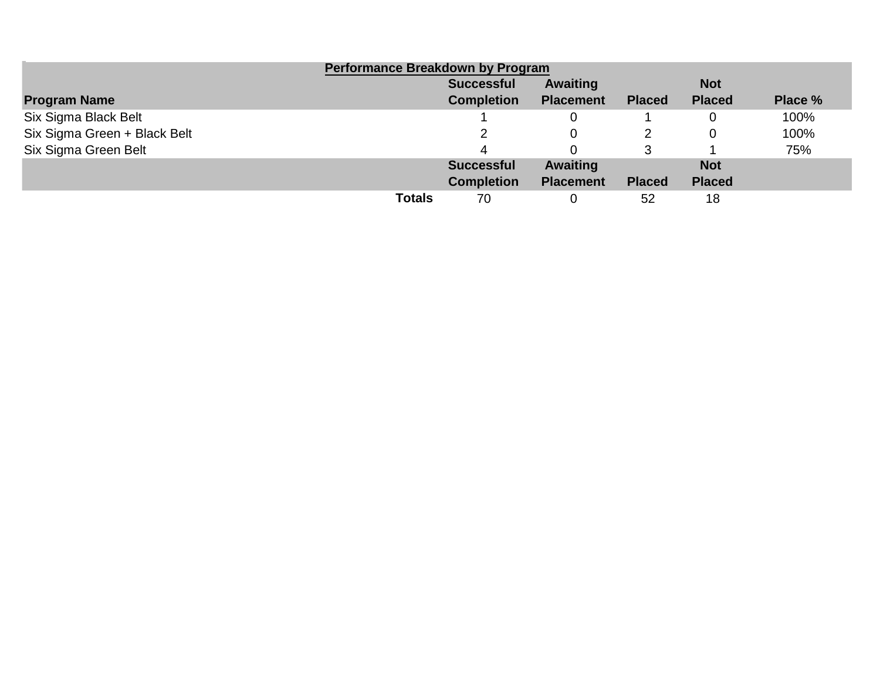| Performance Breakdown by Program | | | | | |
|---|---|---|---|---|---|
| **Program Name** | **Successful Completion** | **Awaiting Placement** | **Placed** | **Not Placed** | **Place %** |
| Six Sigma Black Belt | 1 | 0 | 1 | 0 | 100% |
| Six Sigma Green + Black Belt | 2 | 0 | 2 | 0 | 100% |
| Six Sigma Green Belt | 4 | 0 | 3 | 1 | 75% |
| | **Successful Completion** | **Awaiting Placement** | **Placed** | **Not Placed** | |
| **Totals** | 70 | 0 | 52 | 18 | |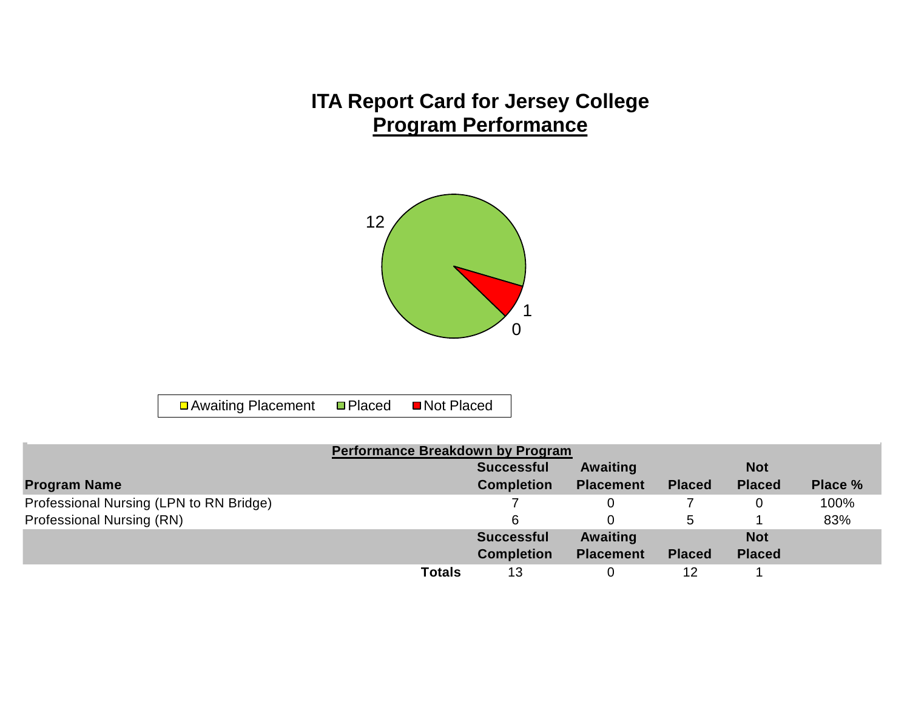# ITA Report Card for Jersey College

## Program Performance

12

1

0

Awaiting Placement | Placed | Not Placed

| Performance Breakdown by Program | | | | | |
|---|---|---|---|---|---|
| **Program Name** | **Successful Completion** | **Awaiting Placement** | **Placed** | **Not Placed** | **Place %** |
| Professional Nursing (LPN to RN Bridge) | 7 | 0 | 7 | 0 | 100% |
| Professional Nursing (RN) | 6 | 0 | 5 | 1 | 83% |
| | **Successful Completion** | **Awaiting Placement** | **Placed** | **Not Placed** | |
| **Totals** | 13 | 0 | 12 | 1 | |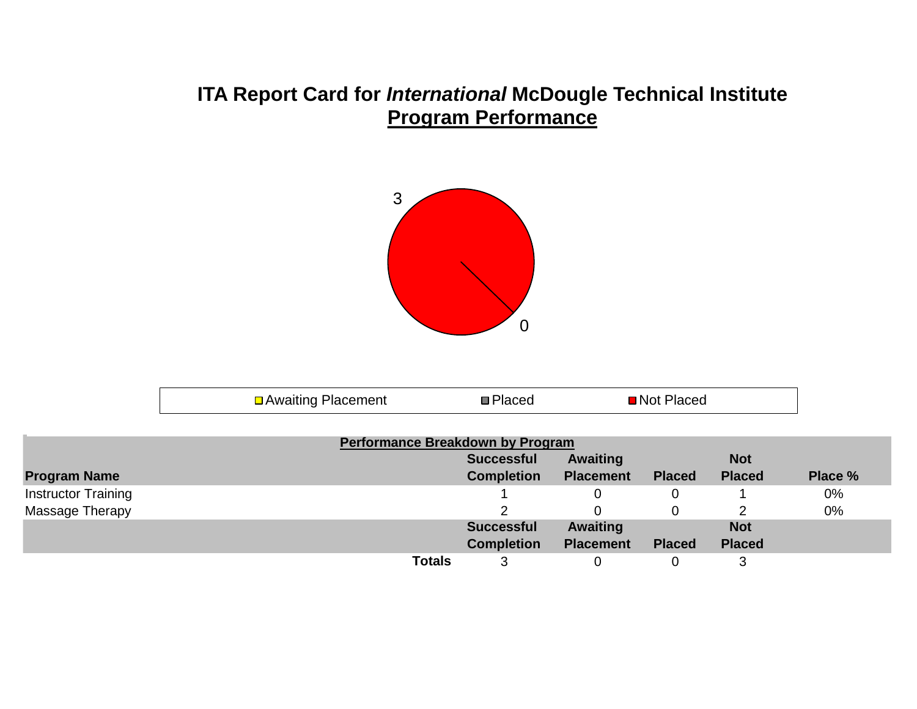# ITA Report Card for *International* McDougle Technical Institute

## Program Performance

3

0

Awaiting Placement | Placed | Not Placed

**Performance Breakdown by Program**

| Program Name | Successful Completion | Awaiting Placement | Placed | Not Placed | Place % |
|---|---|---|---|---|---|
| Instructor Training | 1 | 0 | 0 | 1 | 0% |
| Massage Therapy | 2 | 0 | 0 | 2 | 0% |
| | **Successful Completion** | **Awaiting Placement** | **Placed** | **Not Placed** | |
| **Totals** | 3 | 0 | 0 | 3 | |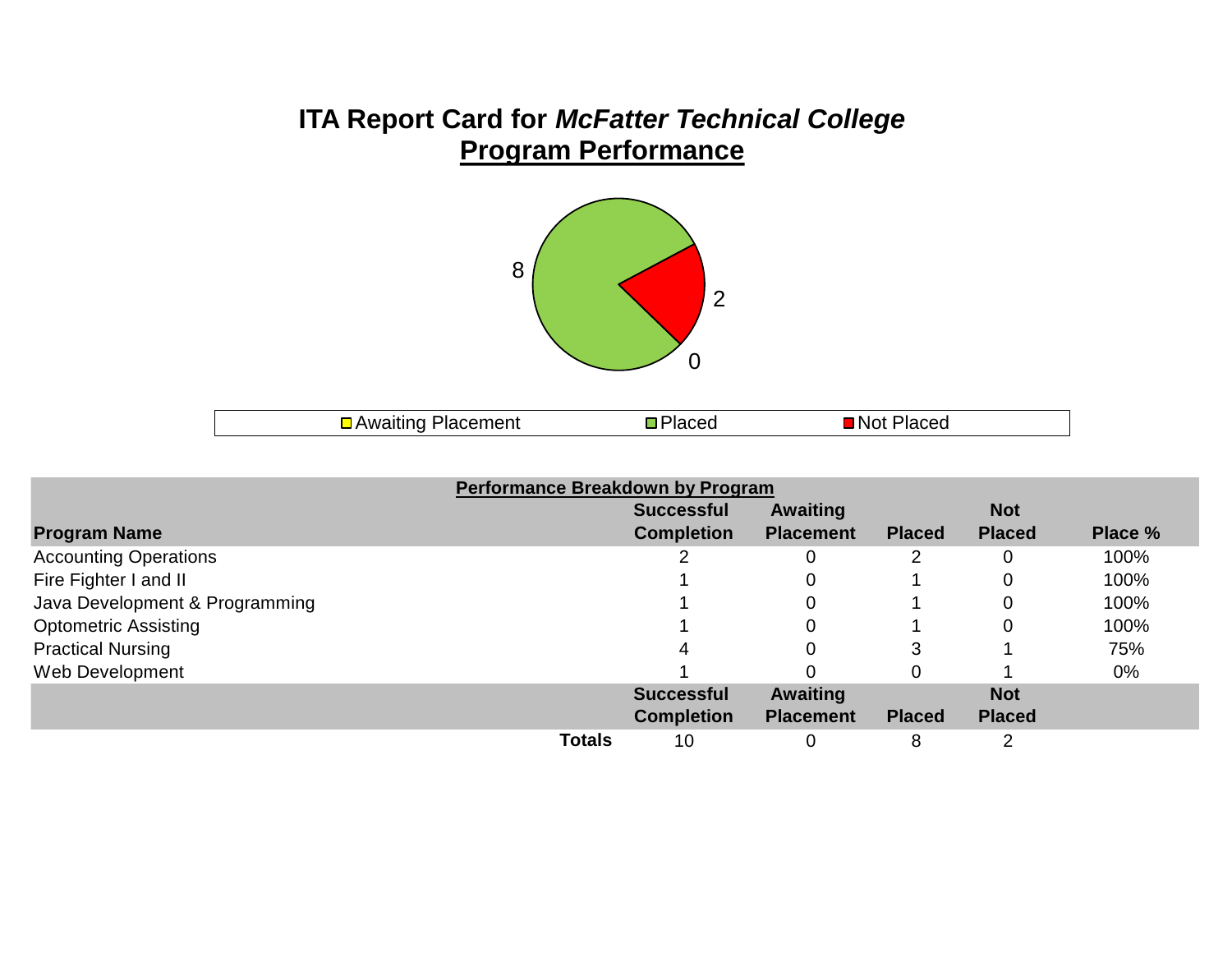# ITA Report Card for *McFatter Technical College*

## Program Performance

8

2

0

Awaiting Placement | Placed | Not Placed

| Performance Breakdown by Program | | | | | |
|---|---|---|---|---|---|
| **Program Name** | **Successful Completion** | **Awaiting Placement** | **Placed** | **Not Placed** | **Place %** |
| Accounting Operations | 2 | 0 | 2 | 0 | 100% |
| Fire Fighter I and II | 1 | 0 | 1 | 0 | 100% |
| Java Development & Programming | 1 | 0 | 1 | 0 | 100% |
| Optometric Assisting | 1 | 0 | 1 | 0 | 100% |
| Practical Nursing | 4 | 0 | 3 | 1 | 75% |
| Web Development | 1 | 0 | 0 | 1 | 0% |
| | **Successful Completion** | **Awaiting Placement** | **Placed** | **Not Placed** | |
| **Totals** | 10 | 0 | 8 | 2 | |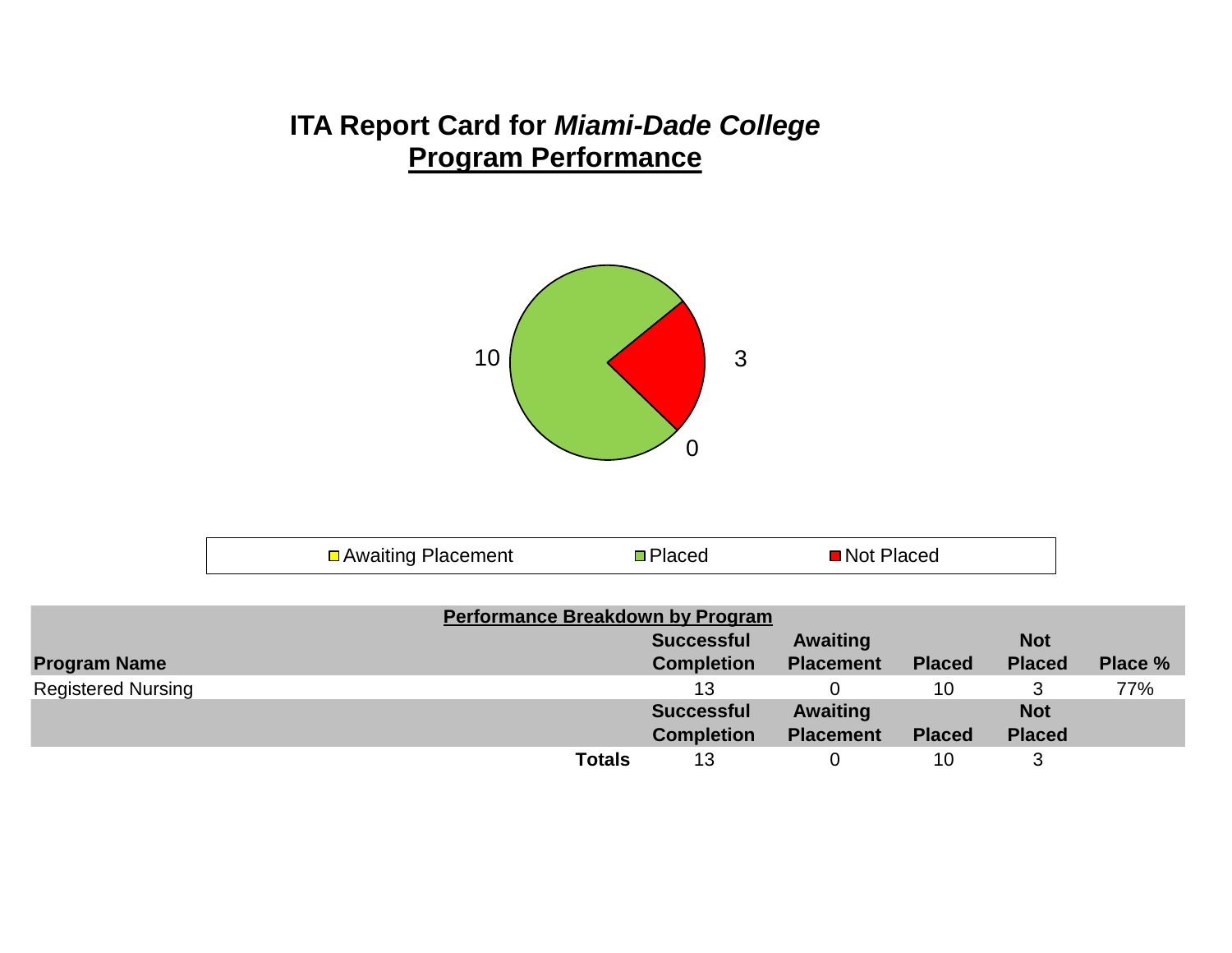# ITA Report Card for *Miami-Dade College*

## Program Performance

10

3

0

Awaiting Placement | Placed | Not Placed

**Performance Breakdown by Program**

| Program Name | Successful Completion | Awaiting Placement | Placed | Not Placed | Place % |
|---|---|---|---|---|---|
| Registered Nursing | 13 | 0 | 10 | 3 | 77% |
| | **Successful Completion** | **Awaiting Placement** | **Placed** | **Not Placed** | |
| **Totals** | 13 | 0 | 10 | 3 | |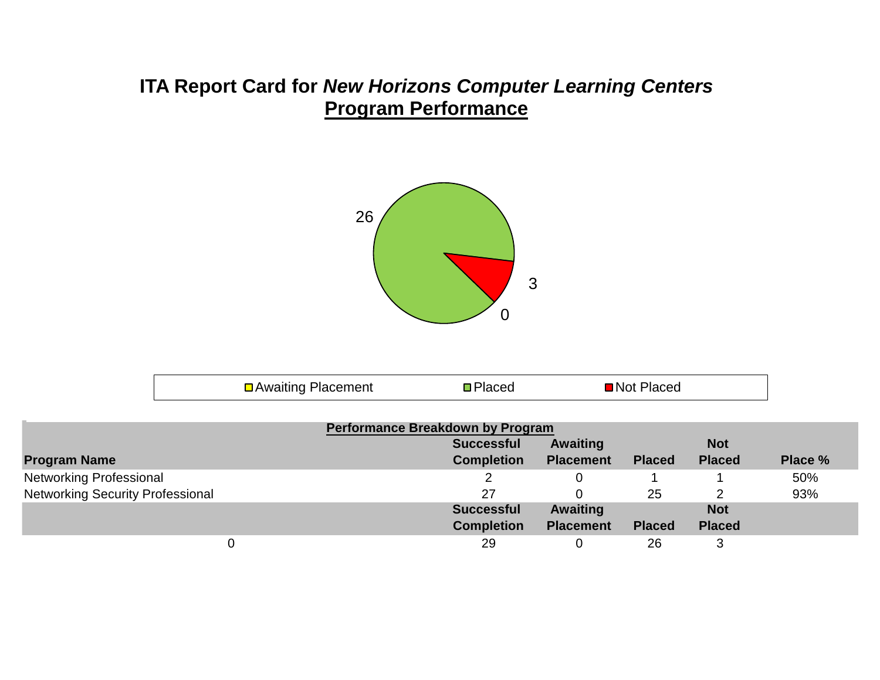# ITA Report Card for *New Horizons Computer Learning Centers*

## Program Performance

26

3

0

Awaiting Placement   Placed   Not Placed

**Performance Breakdown by Program**

| Program Name | Successful Completion | Awaiting Placement | Placed | Not Placed | Place % |
|---|---|---|---|---|---|
| Networking Professional | 2 | 0 | 1 | 1 | 50% |
| Networking Security Professional | 27 | 0 | 25 | 2 | 93% |
| | **Successful Completion** | **Awaiting Placement** | **Placed** | **Not Placed** | |
| 0 | 29 | 0 | 26 | 3 | |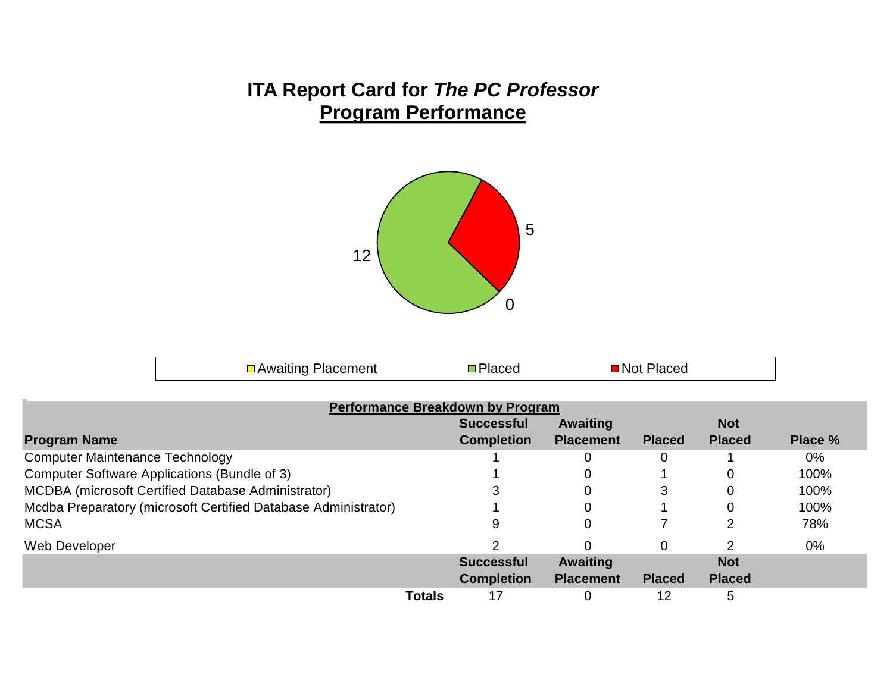# ITA Report Card for *The PC Professor*

## Program Performance

12

5

0

Awaiting Placement Placed Not Placed

**Performance Breakdown by Program**

| Program Name | Successful Completion | Awaiting Placement | Placed | Not Placed | Place % |
|---|---|---|---|---|---|
| Computer Maintenance Technology | 1 | 0 | 0 | 1 | 0% |
| Computer Software Applications (Bundle of 3) | 1 | 0 | 1 | 0 | 100% |
| MCDBA (microsoft Certified Database Administrator) | 3 | 0 | 3 | 0 | 100% |
| Mcdba Preparatory (microsoft Certified Database Administrator) | 1 | 0 | 1 | 0 | 100% |
| MCSA | 9 | 0 | 7 | 2 | 78% |
| Web Developer | 2 | 0 | 0 | 2 | 0% |
| | **Successful Completion** | **Awaiting Placement** | **Placed** | **Not Placed** | |
| **Totals** | 17 | 0 | 12 | 5 | |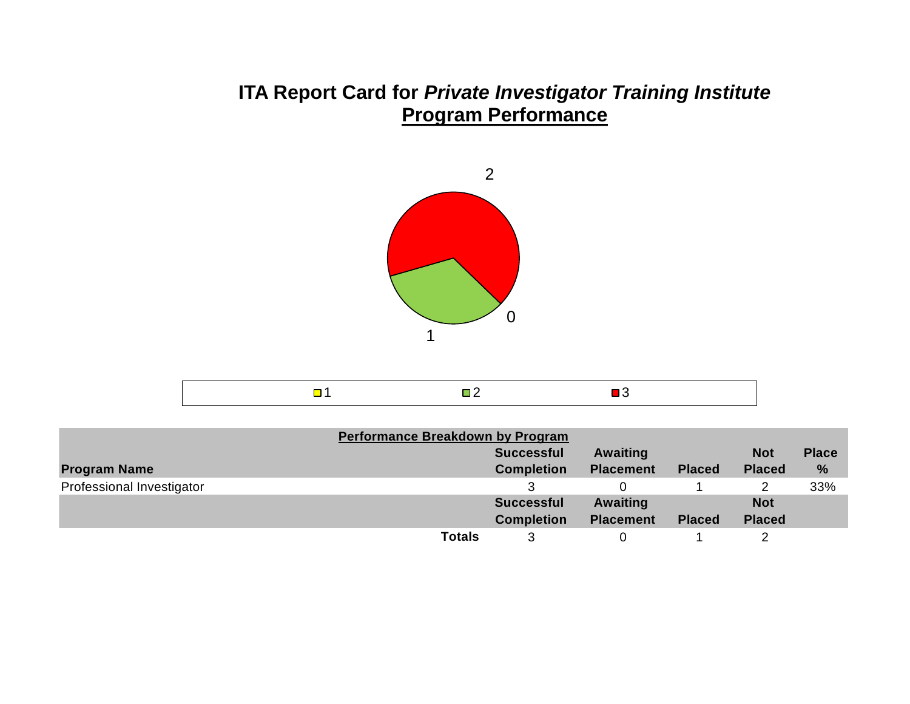# ITA Report Card for *Private Investigator Training Institute*

## Program Performance

2

0

1

1 2 3

**Performance Breakdown by Program**

| Program Name | Successful Completion | Awaiting Placement | Placed | Not Placed | Place % |
|---|---|---|---|---|---|
| Professional Investigator | 3 | 0 | 1 | 2 | 33% |
| | **Successful Completion** | **Awaiting Placement** | **Placed** | **Not Placed** | |
| **Totals** | 3 | 0 | 1 | 2 | |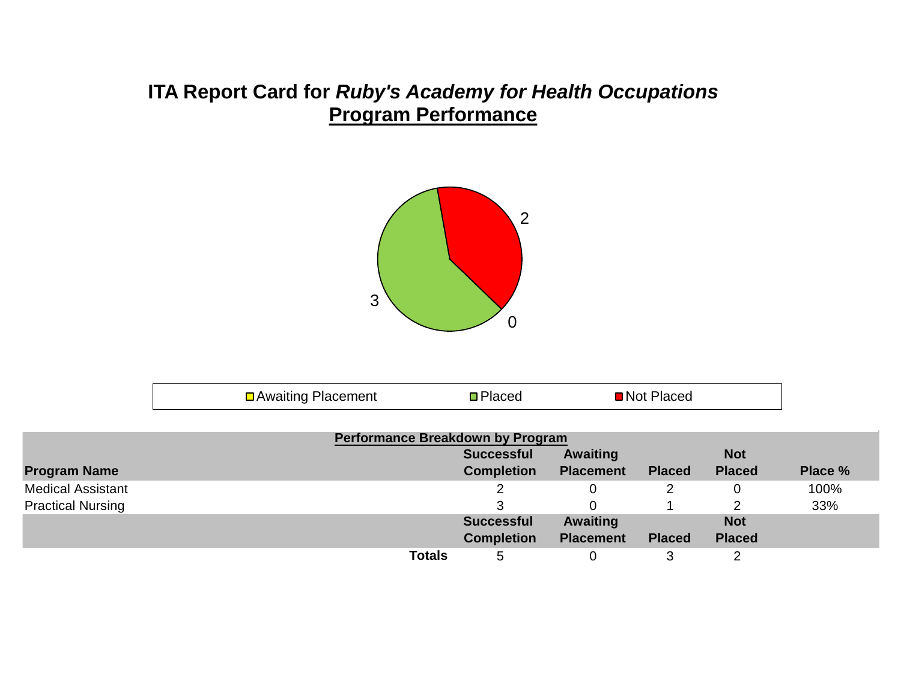# ITA Report Card for *Ruby's Academy for Health Occupations*

## Program Performance

Awaiting Placement | Placed | Not Placed

| Program Name | Successful Completion | Awaiting Placement | Placed | Not Placed | Place % |
|---|---|---|---|---|---|
| Medical Assistant | 2 | 0 | 2 | 0 | 100% |
| Practical Nursing | 3 | 0 | 1 | 2 | 33% |
| | **Successful Completion** | **Awaiting Placement** | **Placed** | **Not Placed** | |
| **Totals** | 5 | 0 | 3 | 2 | |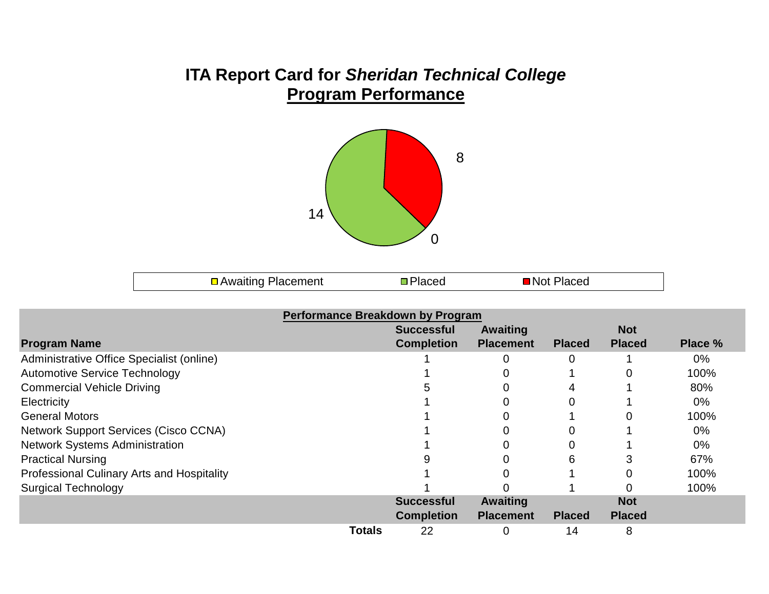# ITA Report Card for *Sheridan Technical College*

## Program Performance

8

14

0

Awaiting Placement   Placed   Not Placed

| Performance Breakdown by Program | | | | | |
|---|---|---|---|---|---|
| **Program Name** | **Successful Completion** | **Awaiting Placement** | **Placed** | **Not Placed** | **Place %** |
| Administrative Office Specialist (online) | 1 | 0 | 0 | 1 | 0% |
| Automotive Service Technology | 1 | 0 | 1 | 0 | 100% |
| Commercial Vehicle Driving | 5 | 0 | 4 | 1 | 80% |
| Electricity | 1 | 0 | 0 | 1 | 0% |
| General Motors | 1 | 0 | 1 | 0 | 100% |
| Network Support Services (Cisco CCNA) | 1 | 0 | 0 | 1 | 0% |
| Network Systems Administration | 1 | 0 | 0 | 1 | 0% |
| Practical Nursing | 9 | 0 | 6 | 3 | 67% |
| Professional Culinary Arts and Hospitality | 1 | 0 | 1 | 0 | 100% |
| Surgical Technology | 1 | 0 | 1 | 0 | 100% |
| | **Successful Completion** | **Awaiting Placement** | **Placed** | **Not Placed** | |
| **Totals** | 22 | 0 | 14 | 8 | |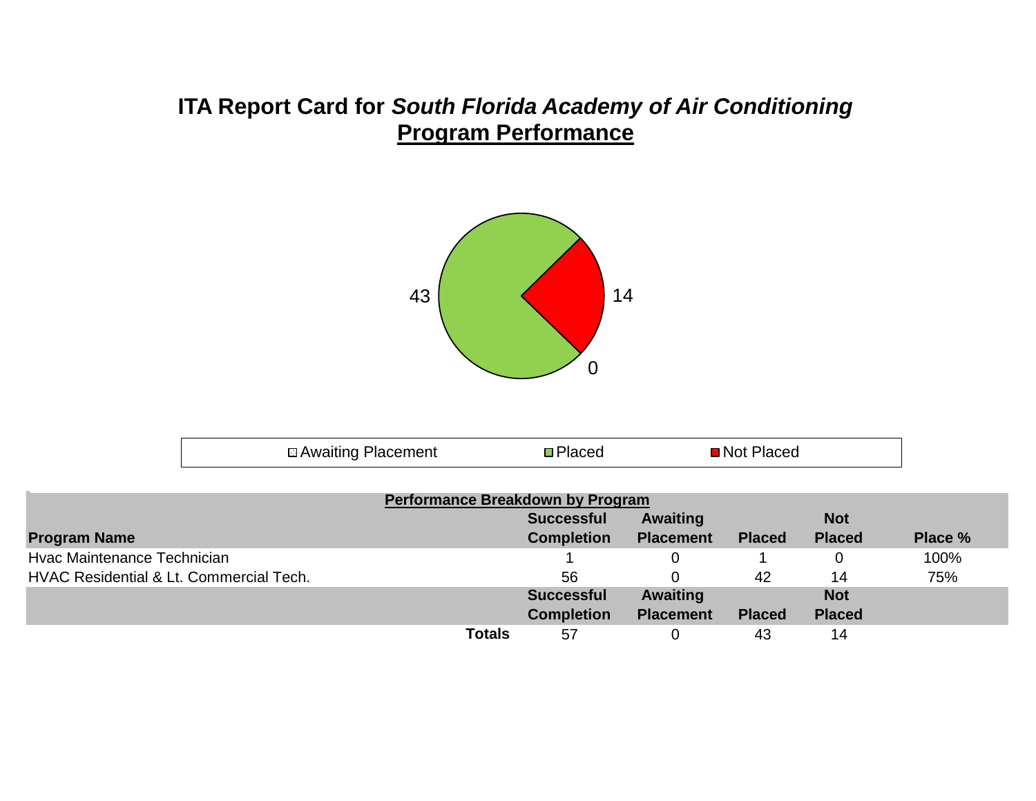# ITA Report Card for *South Florida Academy of Air Conditioning*

## Program Performance

43 | 14 | 0

Awaiting Placement | Placed | Not Placed

**Performance Breakdown by Program**

| Program Name | Successful Completion | Awaiting Placement | Placed | Not Placed | Place % |
|---|---|---|---|---|---|
| Hvac Maintenance Technician | 1 | 0 | 1 | 0 | 100% |
| HVAC Residential & Lt. Commercial Tech. | 56 | 0 | 42 | 14 | 75% |
| | **Successful Completion** | **Awaiting Placement** | **Placed** | **Not Placed** | |
| **Totals** | 57 | 0 | 43 | 14 | |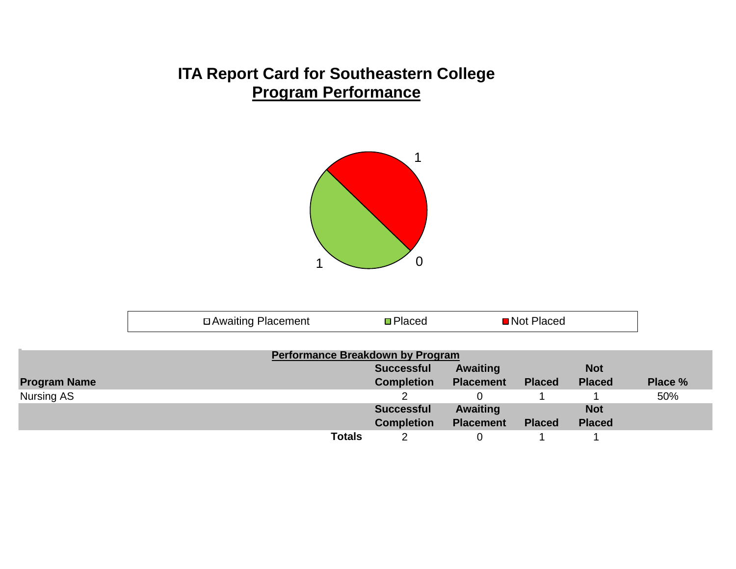# ITA Report Card for Southeastern College

## Program Performance

1

1

0

Awaiting Placement | Placed | Not Placed

**Performance Breakdown by Program**

| Program Name | Successful Completion | Awaiting Placement | Placed | Not Placed | Place % |
|---|---|---|---|---|---|
| Nursing AS | 2 | 0 | 1 | 1 | 50% |
| | **Successful Completion** | **Awaiting Placement** | **Placed** | **Not Placed** | |
| **Totals** | 2 | 0 | 1 | 1 | |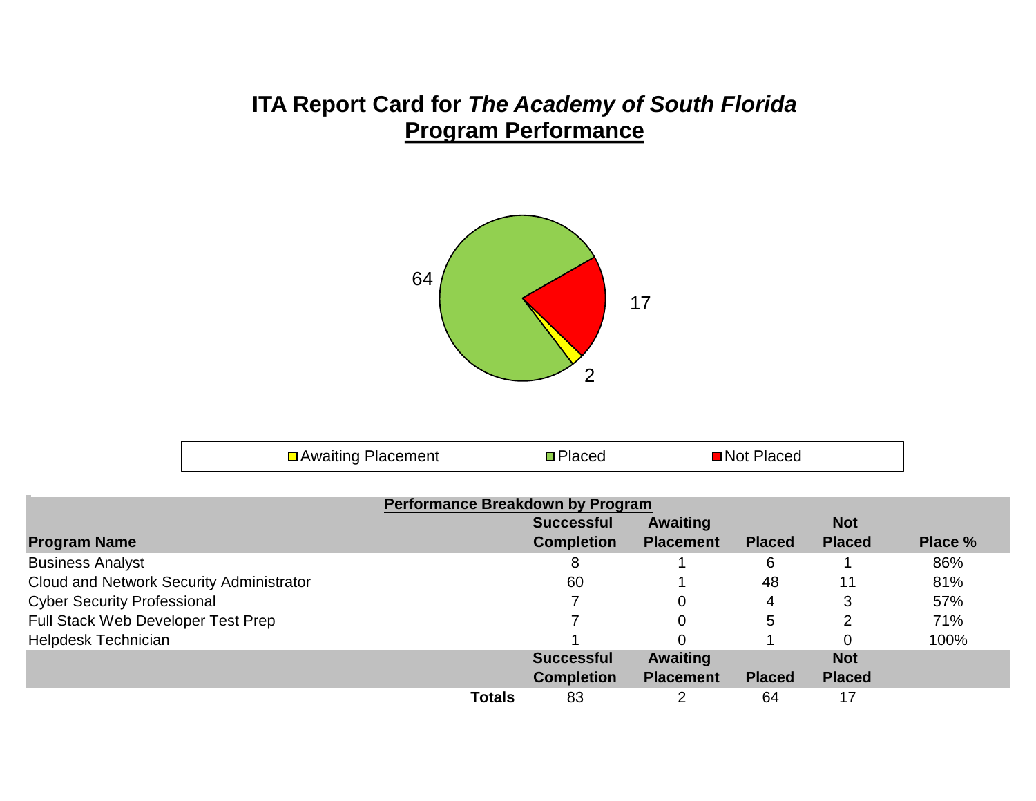# ITA Report Card for *The Academy of South Florida*

## Program Performance

64

17

2

Awaiting Placement
Placed
Not Placed

**Performance Breakdown by Program**

| Program Name | Successful Completion | Awaiting Placement | Placed | Not Placed | Place % |
|---|---|---|---|---|---|
| Business Analyst | 8 | 1 | 6 | 1 | 86% |
| Cloud and Network Security Administrator | 60 | 1 | 48 | 11 | 81% |
| Cyber Security Professional | 7 | 0 | 4 | 3 | 57% |
| Full Stack Web Developer Test Prep | 7 | 0 | 5 | 2 | 71% |
| Helpdesk Technician | 1 | 0 | 1 | 0 | 100% |
| | **Successful Completion** | **Awaiting Placement** | **Placed** | **Not Placed** | |
| **Totals** | 83 | 2 | 64 | 17 | |